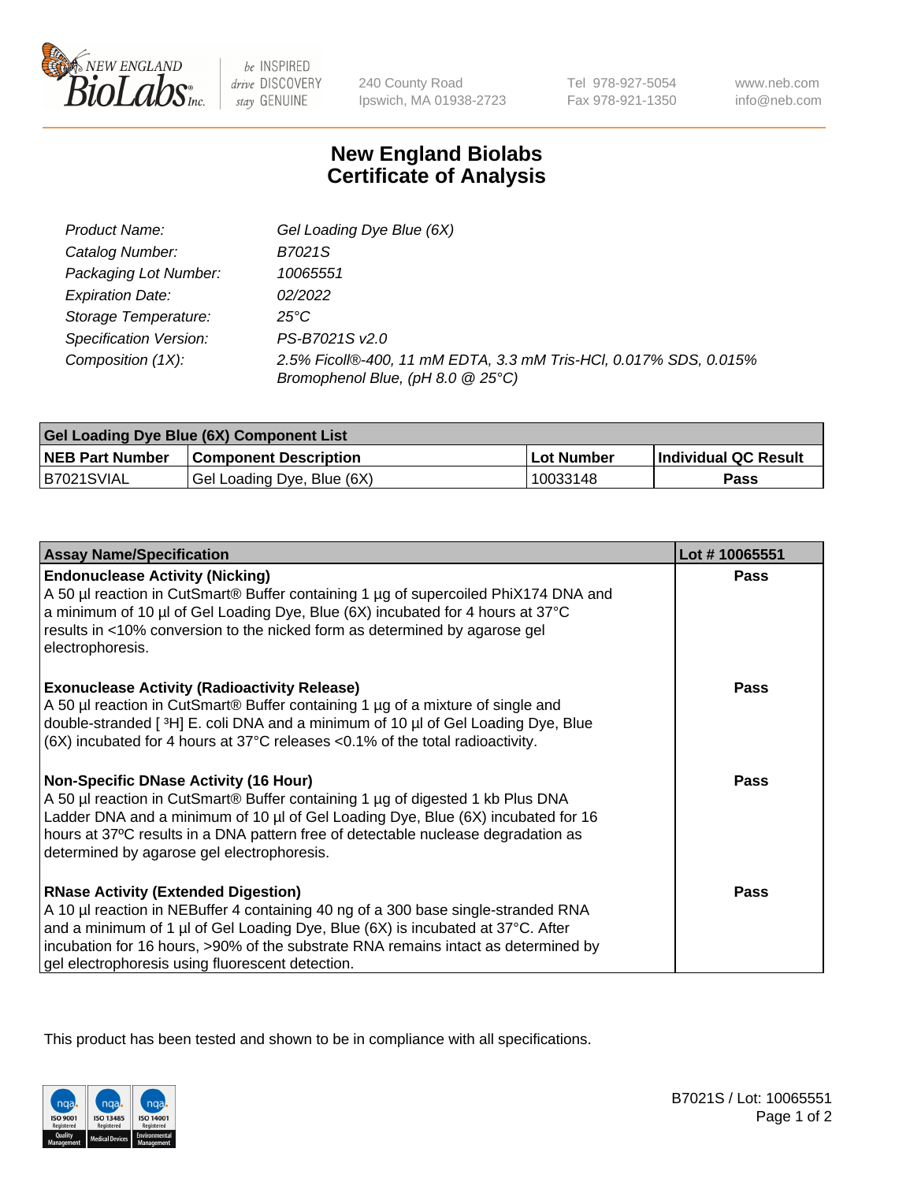# New England Biolabs Certificate of Analysis

| | |
|---|---|
| *Product Name:* | *Gel Loading Dye Blue (6X)* |
| *Catalog Number:* | *B7021S* |
| *Packaging Lot Number:* | *10065551* |
| *Expiration Date:* | *02/2022* |
| *Storage Temperature:* | *25°C* |
| *Specification Version:* | *PS-B7021S v2.0* |
| *Composition (1X):* | *2.5% Ficoll®-400, 11 mM EDTA, 3.3 mM Tris-HCl, 0.017% SDS, 0.015% Bromophenol Blue, (pH 8.0 @ 25°C)* |

| Gel Loading Dye Blue (6X) Component List | | | |
|---|---|---|---|
| **NEB Part Number** | **Component Description** | **Lot Number** | **Individual QC Result** |
| B7021SVIAL | Gel Loading Dye, Blue (6X) | 10033148 | **Pass** |

| Assay Name/Specification | Lot # 10065551 |
|---|---|
| **Endonuclease Activity (Nicking)**<br>A 50 µl reaction in CutSmart® Buffer containing 1 µg of supercoiled PhiX174 DNA and a minimum of 10 µl of Gel Loading Dye, Blue (6X) incubated for 4 hours at 37°C results in <10% conversion to the nicked form as determined by agarose gel electrophoresis. | **Pass** |
| **Exonuclease Activity (Radioactivity Release)**<br>A 50 µl reaction in CutSmart® Buffer containing 1 µg of a mixture of single and double-stranded [ $^{3}$H] E. coli DNA and a minimum of 10 µl of Gel Loading Dye, Blue (6X) incubated for 4 hours at 37°C releases <0.1% of the total radioactivity. | **Pass** |
| **Non-Specific DNase Activity (16 Hour)**<br>A 50 µl reaction in CutSmart® Buffer containing 1 µg of digested 1 kb Plus DNA Ladder DNA and a minimum of 10 µl of Gel Loading Dye, Blue (6X) incubated for 16 hours at 37ºC results in a DNA pattern free of detectable nuclease degradation as determined by agarose gel electrophoresis. | **Pass** |
| **RNase Activity (Extended Digestion)**<br>A 10 µl reaction in NEBuffer 4 containing 40 ng of a 300 base single-stranded RNA and a minimum of 1 µl of Gel Loading Dye, Blue (6X) is incubated at 37°C. After incubation for 16 hours, >90% of the substrate RNA remains intact as determined by gel electrophoresis using fluorescent detection. | **Pass** |

This product has been tested and shown to be in compliance with all specifications.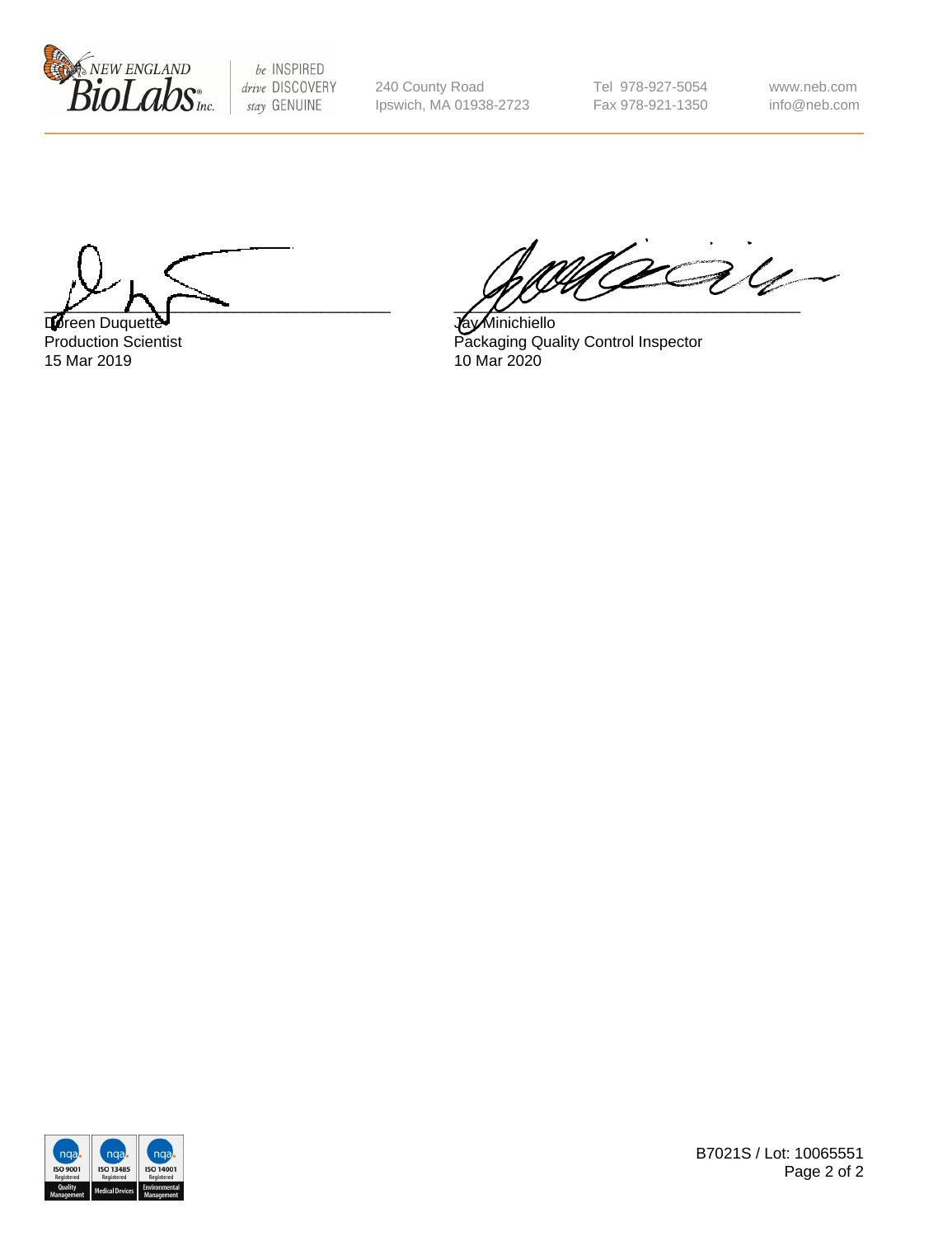Doreen Duquette
Production Scientist
15 Mar 2019

Jay Minichiello
Packaging Quality Control Inspector
10 Mar 2020

B7021S / Lot: 10065551